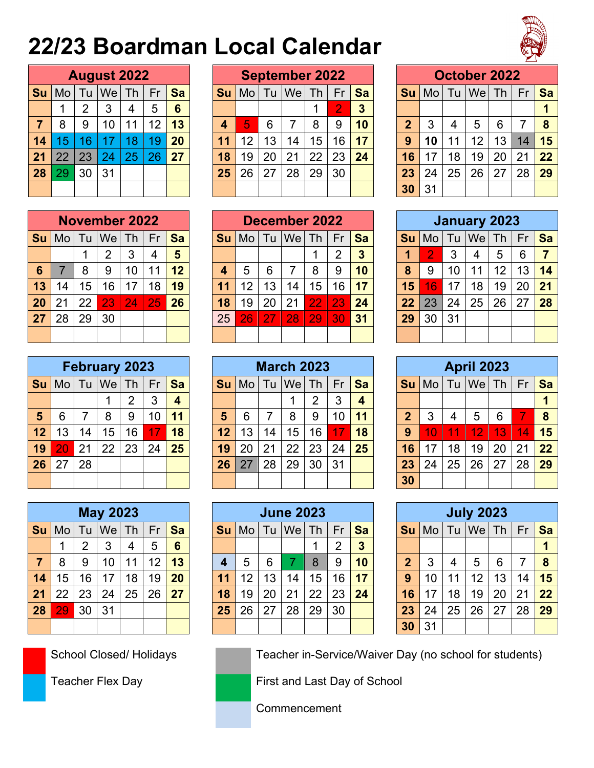# 22/23 Boardman Local Calendar

## August 2022

| Su | Mo | Tu | We | Th | Fr | Sa |
|---|---|---|---|---|---|---|
| | 1 | 2 | 3 | 4 | 5 | 6 |
| 7 | 8 | 9 | 10 | 11 | 12 | 13 |
| 14 | 15 | 16 | 17 | 18 | 19 | 20 |
| 21 | 22 | 23 | 24 | 25 | 26 | 27 |
| 28 | 29 | 30 | 31 | | | |

## September 2022

| Su | Mo | Tu | We | Th | Fr | Sa |
|---|---|---|---|---|---|---|
| | | | | 1 | 2 | 3 |
| 4 | 5 | 6 | 7 | 8 | 9 | 10 |
| 11 | 12 | 13 | 14 | 15 | 16 | 17 |
| 18 | 19 | 20 | 21 | 22 | 23 | 24 |
| 25 | 26 | 27 | 28 | 29 | 30 | |

## October 2022

| Su | Mo | Tu | We | Th | Fr | Sa |
|---|---|---|---|---|---|---|
| | | | | | | 1 |
| 2 | 3 | 4 | 5 | 6 | 7 | 8 |
| 9 | 10 | 11 | 12 | 13 | 14 | 15 |
| 16 | 17 | 18 | 19 | 20 | 21 | 22 |
| 23 | 24 | 25 | 26 | 27 | 28 | 29 |
| 30 | 31 | | | | | |

## November 2022

| Su | Mo | Tu | We | Th | Fr | Sa |
|---|---|---|---|---|---|---|
| | | 1 | 2 | 3 | 4 | 5 |
| 6 | 7 | 8 | 9 | 10 | 11 | 12 |
| 13 | 14 | 15 | 16 | 17 | 18 | 19 |
| 20 | 21 | 22 | 23 | 24 | 25 | 26 |
| 27 | 28 | 29 | 30 | | | |

## December 2022

| Su | Mo | Tu | We | Th | Fr | Sa |
|---|---|---|---|---|---|---|
| | | | | 1 | 2 | 3 |
| 4 | 5 | 6 | 7 | 8 | 9 | 10 |
| 11 | 12 | 13 | 14 | 15 | 16 | 17 |
| 18 | 19 | 20 | 21 | 22 | 23 | 24 |
| 25 | 26 | 27 | 28 | 29 | 30 | 31 |

## January 2023

| Su | Mo | Tu | We | Th | Fr | Sa |
|---|---|---|---|---|---|---|
| 1 | 2 | 3 | 4 | 5 | 6 | 7 |
| 8 | 9 | 10 | 11 | 12 | 13 | 14 |
| 15 | 16 | 17 | 18 | 19 | 20 | 21 |
| 22 | 23 | 24 | 25 | 26 | 27 | 28 |
| 29 | 30 | 31 | | | | |

## February 2023

| Su | Mo | Tu | We | Th | Fr | Sa |
|---|---|---|---|---|---|---|
| | | | 1 | 2 | 3 | 4 |
| 5 | 6 | 7 | 8 | 9 | 10 | 11 |
| 12 | 13 | 14 | 15 | 16 | 17 | 18 |
| 19 | 20 | 21 | 22 | 23 | 24 | 25 |
| 26 | 27 | 28 | | | | |

## March 2023

| Su | Mo | Tu | We | Th | Fr | Sa |
|---|---|---|---|---|---|---|
| | | | 1 | 2 | 3 | 4 |
| 5 | 6 | 7 | 8 | 9 | 10 | 11 |
| 12 | 13 | 14 | 15 | 16 | 17 | 18 |
| 19 | 20 | 21 | 22 | 23 | 24 | 25 |
| 26 | 27 | 28 | 29 | 30 | 31 | |

## April 2023

| Su | Mo | Tu | We | Th | Fr | Sa |
|---|---|---|---|---|---|---|
| | | | | | | 1 |
| 2 | 3 | 4 | 5 | 6 | 7 | 8 |
| 9 | 10 | 11 | 12 | 13 | 14 | 15 |
| 16 | 17 | 18 | 19 | 20 | 21 | 22 |
| 23 | 24 | 25 | 26 | 27 | 28 | 29 |
| 30 | | | | | | |

## May 2023

| Su | Mo | Tu | We | Th | Fr | Sa |
|---|---|---|---|---|---|---|
| | 1 | 2 | 3 | 4 | 5 | 6 |
| 7 | 8 | 9 | 10 | 11 | 12 | 13 |
| 14 | 15 | 16 | 17 | 18 | 19 | 20 |
| 21 | 22 | 23 | 24 | 25 | 26 | 27 |
| 28 | 29 | 30 | 31 | | | |

## June 2023

| Su | Mo | Tu | We | Th | Fr | Sa |
|---|---|---|---|---|---|---|
| | | | | 1 | 2 | 3 |
| 4 | 5 | 6 | 7 | 8 | 9 | 10 |
| 11 | 12 | 13 | 14 | 15 | 16 | 17 |
| 18 | 19 | 20 | 21 | 22 | 23 | 24 |
| 25 | 26 | 27 | 28 | 29 | 30 | |

## July 2023

| Su | Mo | Tu | We | Th | Fr | Sa |
|---|---|---|---|---|---|---|
| | | | | | | 1 |
| 2 | 3 | 4 | 5 | 6 | 7 | 8 |
| 9 | 10 | 11 | 12 | 13 | 14 | 15 |
| 16 | 17 | 18 | 19 | 20 | 21 | 22 |
| 23 | 24 | 25 | 26 | 27 | 28 | 29 |
| 30 | 31 | | | | | |

## Legend

- School Closed/ Holidays: Sep 2, Sep 5, Nov 23, Nov 24, Nov 25, Dec 22, Dec 23, Dec 26, Dec 27, Dec 28, Dec 29, Dec 30, Jan 2, Jan 16, Feb 17, Feb 20, Mar 17, Apr 7, Apr 10, Apr 11, Apr 12, Apr 13, Apr 14, May 29
- Teacher Flex Day: Aug 15, Aug 16, Aug 17, Aug 18, Aug 19, Aug 24, Aug 25, Aug 26
- Teacher in-Service/Waiver Day (no school for students): Aug 22, Aug 23, Oct 14, Nov 7, Jan 23, Mar 27, Jun 8
- First and Last Day of School: Aug 29, Jun 7
- Commencement: Jun 4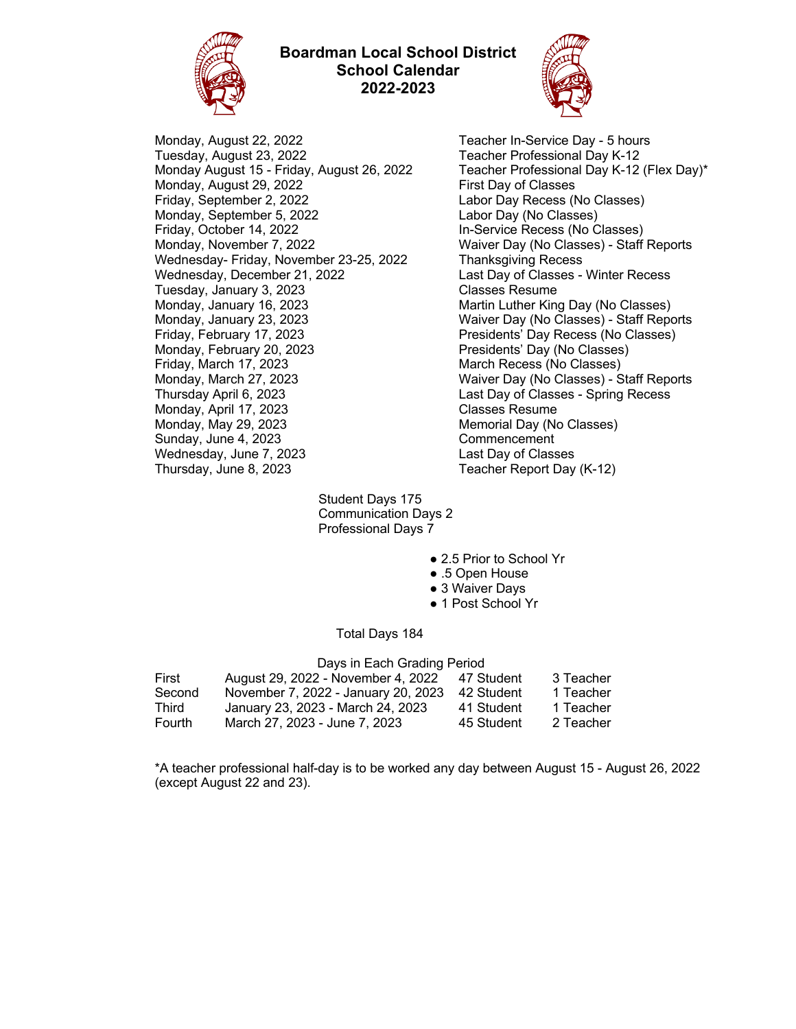# Boardman Local School District
# School Calendar
# 2022-2023

| | |
|---|---|
| Monday, August 22, 2022 | Teacher In-Service Day - 5 hours |
| Tuesday, August 23, 2022 | Teacher Professional Day K-12 |
| Monday August 15 - Friday, August 26, 2022 | Teacher Professional Day K-12 (Flex Day)* |
| Monday, August 29, 2022 | First Day of Classes |
| Friday, September 2, 2022 | Labor Day Recess (No Classes) |
| Monday, September 5, 2022 | Labor Day (No Classes) |
| Friday, October 14, 2022 | In-Service Recess (No Classes) |
| Monday, November 7, 2022 | Waiver Day (No Classes) - Staff Reports |
| Wednesday- Friday, November 23-25, 2022 | Thanksgiving Recess |
| Wednesday, December 21, 2022 | Last Day of Classes - Winter Recess |
| Tuesday, January 3, 2023 | Classes Resume |
| Monday, January 16, 2023 | Martin Luther King Day (No Classes) |
| Monday, January 23, 2023 | Waiver Day (No Classes) - Staff Reports |
| Friday, February 17, 2023 | Presidents' Day Recess (No Classes) |
| Monday, February 20, 2023 | Presidents' Day (No Classes) |
| Friday, March 17, 2023 | March Recess (No Classes) |
| Monday, March 27, 2023 | Waiver Day (No Classes) - Staff Reports |
| Thursday April 6, 2023 | Last Day of Classes - Spring Recess |
| Monday, April 17, 2023 | Classes Resume |
| Monday, May 29, 2023 | Memorial Day (No Classes) |
| Sunday, June 4, 2023 | Commencement |
| Wednesday, June 7, 2023 | Last Day of Classes |
| Thursday, June 8, 2023 | Teacher Report Day (K-12) |

Student Days 175
Communication Days 2
Professional Days 7

- 2.5 Prior to School Yr
- .5 Open House
- 3 Waiver Days
- 1 Post School Yr

Total Days 184

Days in Each Grading Period

| | | | |
|---|---|---|---|
| First | August 29, 2022 - November 4, 2022 | 47 Student | 3 Teacher |
| Second | November 7, 2022 - January 20, 2023 | 42 Student | 1 Teacher |
| Third | January 23, 2023 - March 24, 2023 | 41 Student | 1 Teacher |
| Fourth | March 27, 2023 - June 7, 2023 | 45 Student | 2 Teacher |

*A teacher professional half-day is to be worked any day between August 15 - August 26, 2022 (except August 22 and 23).